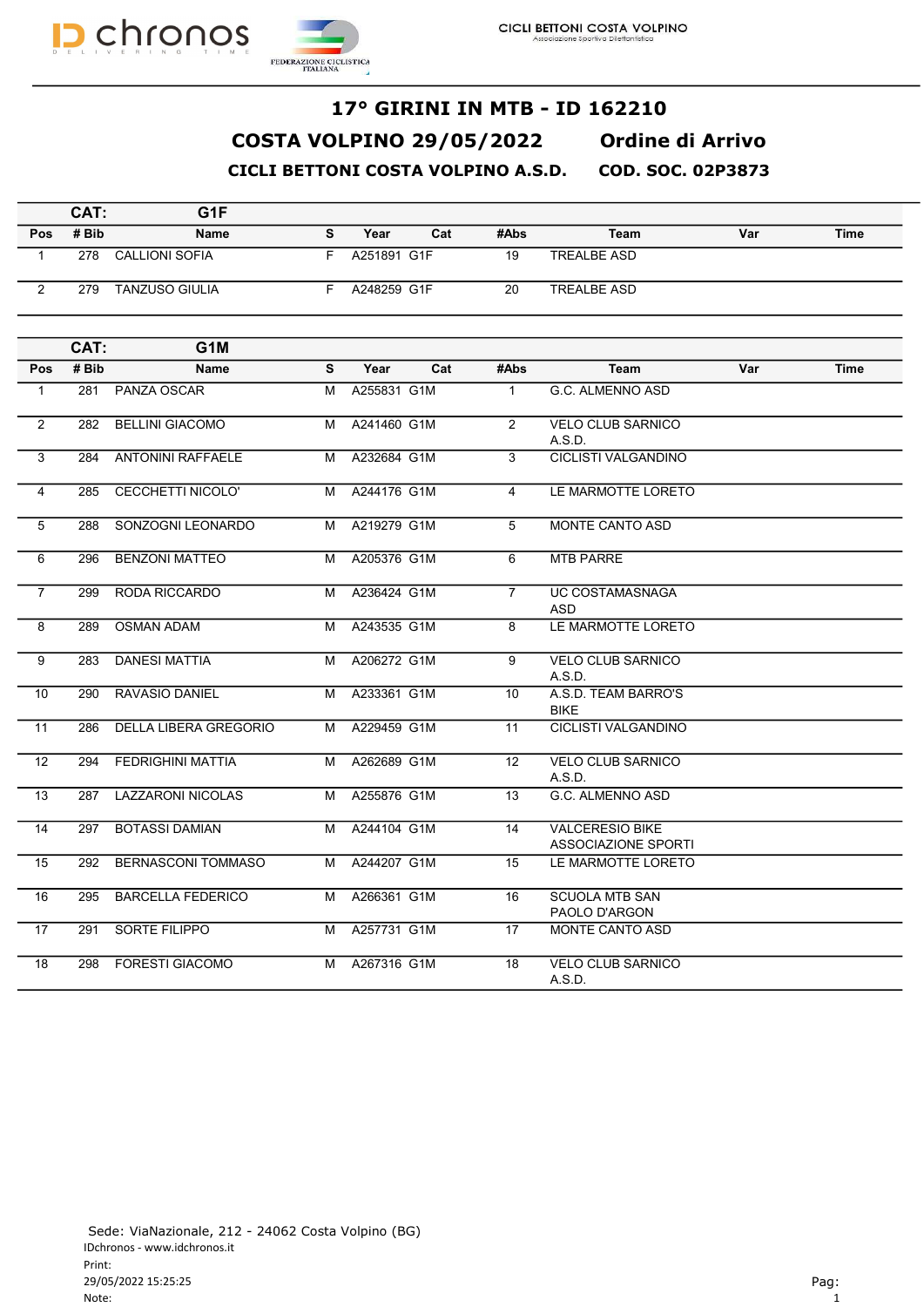CICLI BETTONI COSTA VOLPINO
Associazione Sportiva Dilettantistica

# 17° GIRINI IN MTB - ID 162210

## COSTA VOLPINO 29/05/2022 Ordine di Arrivo

### CICLI BETTONI COSTA VOLPINO A.S.D. COD. SOC. 02P3873

**CAT: G1F**

| Pos | # Bib | Name | S | Year | Cat | #Abs | Team | Var | Time |
|---|---|---|---|---|---|---|---|---|---|
| 1 | 278 | CALLIONI SOFIA | F | A251891 | G1F | 19 | TREALBE ASD | | |
| 2 | 279 | TANZUSO GIULIA | F | A248259 | G1F | 20 | TREALBE ASD | | |

**CAT: G1M**

| Pos | # Bib | Name | S | Year | Cat | #Abs | Team | Var | Time |
|---|---|---|---|---|---|---|---|---|---|
| 1 | 281 | PANZA OSCAR | M | A255831 | G1M | 1 | G.C. ALMENNO ASD | | |
| 2 | 282 | BELLINI GIACOMO | M | A241460 | G1M | 2 | VELO CLUB SARNICO A.S.D. | | |
| 3 | 284 | ANTONINI RAFFAELE | M | A232684 | G1M | 3 | CICLISTI VALGANDINO | | |
| 4 | 285 | CECCHETTI NICOLO' | M | A244176 | G1M | 4 | LE MARMOTTE LORETO | | |
| 5 | 288 | SONZOGNI LEONARDO | M | A219279 | G1M | 5 | MONTE CANTO ASD | | |
| 6 | 296 | BENZONI MATTEO | M | A205376 | G1M | 6 | MTB PARRE | | |
| 7 | 299 | RODA RICCARDO | M | A236424 | G1M | 7 | UC COSTAMASNAGA ASD | | |
| 8 | 289 | OSMAN ADAM | M | A243535 | G1M | 8 | LE MARMOTTE LORETO | | |
| 9 | 283 | DANESI MATTIA | M | A206272 | G1M | 9 | VELO CLUB SARNICO A.S.D. | | |
| 10 | 290 | RAVASIO DANIEL | M | A233361 | G1M | 10 | A.S.D. TEAM BARRO'S BIKE | | |
| 11 | 286 | DELLA LIBERA GREGORIO | M | A229459 | G1M | 11 | CICLISTI VALGANDINO | | |
| 12 | 294 | FEDRIGHINI MATTIA | M | A262689 | G1M | 12 | VELO CLUB SARNICO A.S.D. | | |
| 13 | 287 | LAZZARONI NICOLAS | M | A255876 | G1M | 13 | G.C. ALMENNO ASD | | |
| 14 | 297 | BOTASSI DAMIAN | M | A244104 | G1M | 14 | VALCERESIO BIKE ASSOCIAZIONE SPORTI | | |
| 15 | 292 | BERNASCONI TOMMASO | M | A244207 | G1M | 15 | LE MARMOTTE LORETO | | |
| 16 | 295 | BARCELLA FEDERICO | M | A266361 | G1M | 16 | SCUOLA MTB SAN PAOLO D'ARGON | | |
| 17 | 291 | SORTE FILIPPO | M | A257731 | G1M | 17 | MONTE CANTO ASD | | |
| 18 | 298 | FORESTI GIACOMO | M | A267316 | G1M | 18 | VELO CLUB SARNICO A.S.D. | | |

Sede: ViaNazionale, 212 - 24062 Costa Volpino (BG)
IDchronos - www.idchronos.it
Print:
29/05/2022 15:25:25
Note: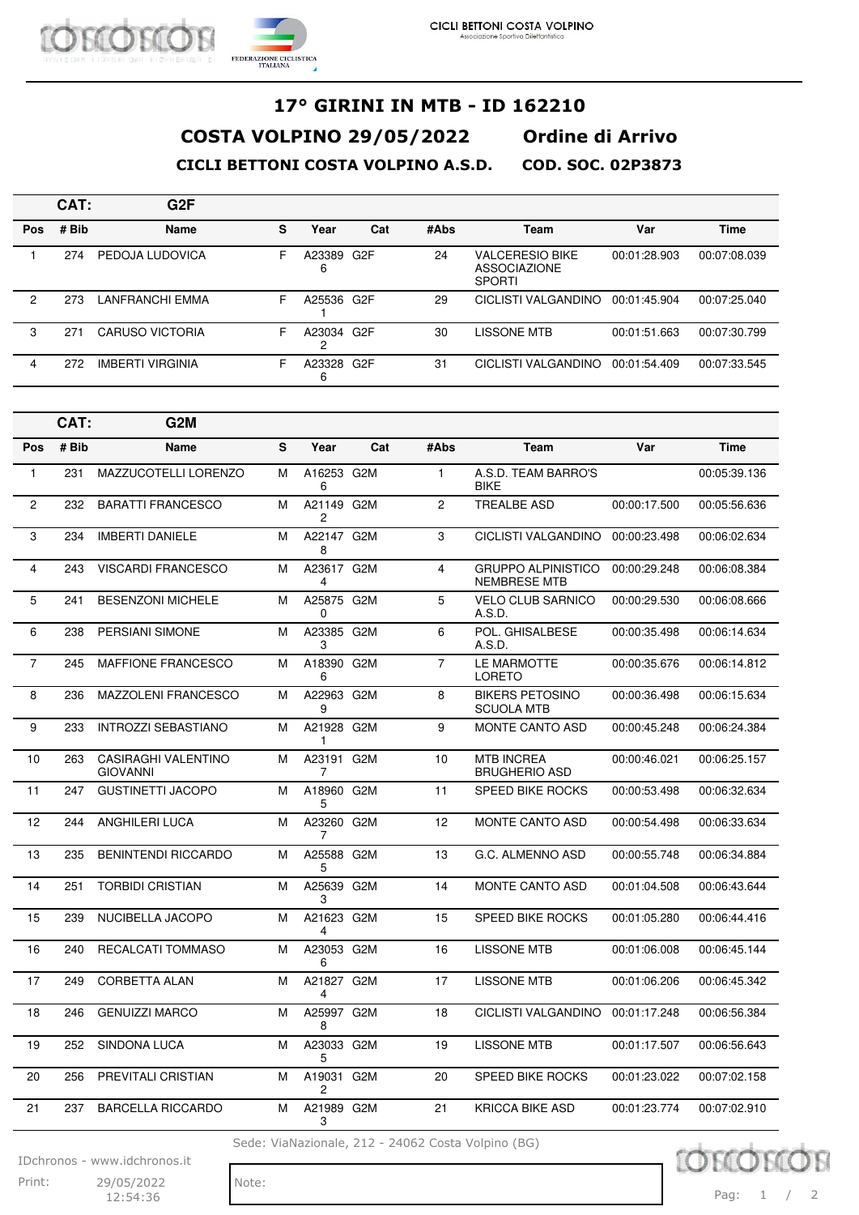# 17° GIRINI IN MTB - ID 162210

## COSTA VOLPINO 29/05/2022 Ordine di Arrivo

### CICLI BETTONI COSTA VOLPINO A.S.D. COD. SOC. 02P3873

**CAT: G2F**

| Pos | # Bib | Name | S | Year | Cat | #Abs | Team | Var | Time |
|---|---|---|---|---|---|---|---|---|---|
| 1 | 274 | PEDOJA LUDOVICA | F | A233896 | G2F | 24 | VALCERESIO BIKE ASSOCIAZIONE SPORTI | 00:01:28.903 | 00:07:08.039 |
| 2 | 273 | LANFRANCHI EMMA | F | A255361 | G2F | 29 | CICLISTI VALGANDINO | 00:01:45.904 | 00:07:25.040 |
| 3 | 271 | CARUSO VICTORIA | F | A230342 | G2F | 30 | LISSONE MTB | 00:01:51.663 | 00:07:30.799 |
| 4 | 272 | IMBERTI VIRGINIA | F | A233286 | G2F | 31 | CICLISTI VALGANDINO | 00:01:54.409 | 00:07:33.545 |

**CAT: G2M**

| Pos | # Bib | Name | S | Year | Cat | #Abs | Team | Var | Time |
|---|---|---|---|---|---|---|---|---|---|
| 1 | 231 | MAZZUCOTELLI LORENZO | M | A162536 | G2M | 1 | A.S.D. TEAM BARRO'S BIKE | | 00:05:39.136 |
| 2 | 232 | BARATTI FRANCESCO | M | A211492 | G2M | 2 | TREALBE ASD | 00:00:17.500 | 00:05:56.636 |
| 3 | 234 | IMBERTI DANIELE | M | A221478 | G2M | 3 | CICLISTI VALGANDINO | 00:00:23.498 | 00:06:02.634 |
| 4 | 243 | VISCARDI FRANCESCO | M | A236174 | G2M | 4 | GRUPPO ALPINISTICO NEMBRESE MTB | 00:00:29.248 | 00:06:08.384 |
| 5 | 241 | BESENZONI MICHELE | M | A258750 | G2M | 5 | VELO CLUB SARNICO A.S.D. | 00:00:29.530 | 00:06:08.666 |
| 6 | 238 | PERSIANI SIMONE | M | A233853 | G2M | 6 | POL. GHISALBESE A.S.D. | 00:00:35.498 | 00:06:14.634 |
| 7 | 245 | MAFFIONE FRANCESCO | M | A183906 | G2M | 7 | LE MARMOTTE LORETO | 00:00:35.676 | 00:06:14.812 |
| 8 | 236 | MAZZOLENI FRANCESCO | M | A229639 | G2M | 8 | BIKERS PETOSINO SCUOLA MTB | 00:00:36.498 | 00:06:15.634 |
| 9 | 233 | INTROZZI SEBASTIANO | M | A219281 | G2M | 9 | MONTE CANTO ASD | 00:00:45.248 | 00:06:24.384 |
| 10 | 263 | CASIRAGHI VALENTINO GIOVANNI | M | A231917 | G2M | 10 | MTB INCREA BRUGHERIO ASD | 00:00:46.021 | 00:06:25.157 |
| 11 | 247 | GUSTINETTI JACOPO | M | A189605 | G2M | 11 | SPEED BIKE ROCKS | 00:00:53.498 | 00:06:32.634 |
| 12 | 244 | ANGHILERI LUCA | M | A232607 | G2M | 12 | MONTE CANTO ASD | 00:00:54.498 | 00:06:33.634 |
| 13 | 235 | BENINTENDI RICCARDO | M | A255885 | G2M | 13 | G.C. ALMENNO ASD | 00:00:55.748 | 00:06:34.884 |
| 14 | 251 | TORBIDI CRISTIAN | M | A256393 | G2M | 14 | MONTE CANTO ASD | 00:01:04.508 | 00:06:43.644 |
| 15 | 239 | NUCIBELLA JACOPO | M | A216234 | G2M | 15 | SPEED BIKE ROCKS | 00:01:05.280 | 00:06:44.416 |
| 16 | 240 | RECALCATI TOMMASO | M | A230536 | G2M | 16 | LISSONE MTB | 00:01:06.008 | 00:06:45.144 |
| 17 | 249 | CORBETTA ALAN | M | A218274 | G2M | 17 | LISSONE MTB | 00:01:06.206 | 00:06:45.342 |
| 18 | 246 | GENUIZZI MARCO | M | A259978 | G2M | 18 | CICLISTI VALGANDINO | 00:01:17.248 | 00:06:56.384 |
| 19 | 252 | SINDONA LUCA | M | A230335 | G2M | 19 | LISSONE MTB | 00:01:17.507 | 00:06:56.643 |
| 20 | 256 | PREVITALI CRISTIAN | M | A190312 | G2M | 20 | SPEED BIKE ROCKS | 00:01:23.022 | 00:07:02.158 |
| 21 | 237 | BARCELLA RICCARDO | M | A219893 | G2M | 21 | KRICCA BIKE ASD | 00:01:23.774 | 00:07:02.910 |

Sede: ViaNazionale, 212 - 24062 Costa Volpino (BG)

IDchronos - www.idchronos.it

Print: 29/05/2022 12:54:36

Note: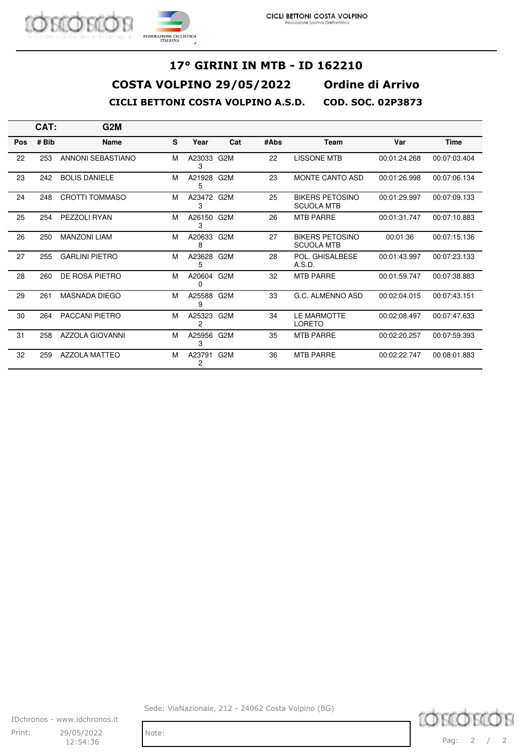# 17° GIRINI IN MTB - ID 162210

## COSTA VOLPINO 29/05/2022 Ordine di Arrivo

### CICLI BETTONI COSTA VOLPINO A.S.D. COD. SOC. 02P3873

**CAT: G2M**

| Pos | # Bib | Name | S | Year | Cat | #Abs | Team | Var | Time |
|---|---|---|---|---|---|---|---|---|---|
| 22 | 253 | ANNONI SEBASTIANO | M | A230333 | G2M | 22 | LISSONE MTB | 00:01:24.268 | 00:07:03.404 |
| 23 | 242 | BOLIS DANIELE | M | A219285 | G2M | 23 | MONTE CANTO ASD | 00:01:26.998 | 00:07:06.134 |
| 24 | 248 | CROTTI TOMMASO | M | A234723 | G2M | 25 | BIKERS PETOSINO SCUOLA MTB | 00:01:29.997 | 00:07:09.133 |
| 25 | 254 | PEZZOLI RYAN | M | A261503 | G2M | 26 | MTB PARRE | 00:01:31.747 | 00:07:10.883 |
| 26 | 250 | MANZONI LIAM | M | A206338 | G2M | 27 | BIKERS PETOSINO SCUOLA MTB | 00:01:36 | 00:07:15.136 |
| 27 | 255 | GARLINI PIETRO | M | A236285 | G2M | 28 | POL. GHISALBESE A.S.D. | 00:01:43.997 | 00:07:23.133 |
| 28 | 260 | DE ROSA PIETRO | M | A206040 | G2M | 32 | MTB PARRE | 00:01:59.747 | 00:07:38.883 |
| 29 | 261 | MASNADA DIEGO | M | A255889 | G2M | 33 | G.C. ALMENNO ASD | 00:02:04.015 | 00:07:43.151 |
| 30 | 264 | PACCANI PIETRO | M | A253232 | G2M | 34 | LE MARMOTTE LORETO | 00:02:08.497 | 00:07:47.633 |
| 31 | 258 | AZZOLA GIOVANNI | M | A259563 | G2M | 35 | MTB PARRE | 00:02:20.257 | 00:07:59.393 |
| 32 | 259 | AZZOLA MATTEO | M | A237912 | G2M | 36 | MTB PARRE | 00:02:22.747 | 00:08:01.883 |

Sede: ViaNazionale, 212 - 24062 Costa Volpino (BG)

IDchronos - www.idchronos.it

Print: 29/05/2022 12:54:36

Note: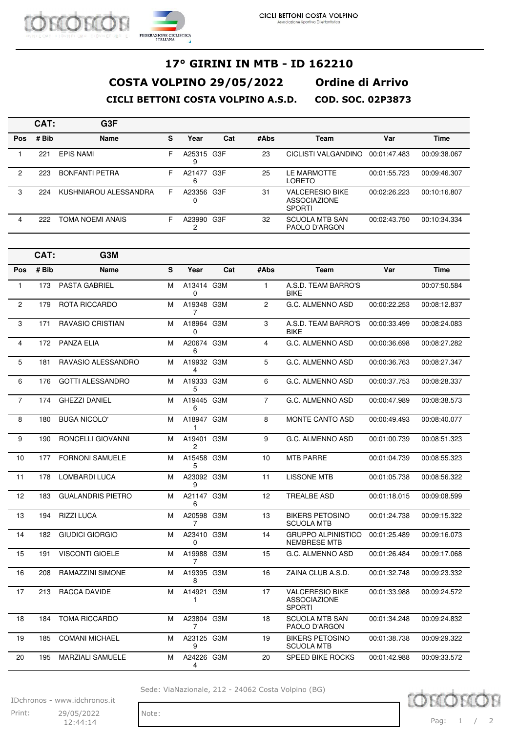# 17° GIRINI IN MTB - ID 162210

## COSTA VOLPINO 29/05/2022 Ordine di Arrivo

### CICLI BETTONI COSTA VOLPINO A.S.D. COD. SOC. 02P3873

**CAT: G3F**

| Pos | # Bib | Name | S | Year | Cat | #Abs | Team | Var | Time |
|---|---|---|---|---|---|---|---|---|---|
| 1 | 221 | EPIS NAMI | F | A253159 | G3F | 23 | CICLISTI VALGANDINO | 00:01:47.483 | 00:09:38.067 |
| 2 | 223 | BONFANTI PETRA | F | A214776 | G3F | 25 | LE MARMOTTE LORETO | 00:01:55.723 | 00:09:46.307 |
| 3 | 224 | KUSHNIAROU ALESSANDRA | F | A233560 | G3F | 31 | VALCERESIO BIKE ASSOCIAZIONE SPORTI | 00:02:26.223 | 00:10:16.807 |
| 4 | 222 | TOMA NOEMI ANAIS | F | A239902 | G3F | 32 | SCUOLA MTB SAN PAOLO D'ARGON | 00:02:43.750 | 00:10:34.334 |

**CAT: G3M**

| Pos | # Bib | Name | S | Year | Cat | #Abs | Team | Var | Time |
|---|---|---|---|---|---|---|---|---|---|
| 1 | 173 | PASTA GABRIEL | M | A134140 | G3M | 1 | A.S.D. TEAM BARRO'S BIKE | | 00:07:50.584 |
| 2 | 179 | ROTA RICCARDO | M | A193487 | G3M | 2 | G.C. ALMENNO ASD | 00:00:22.253 | 00:08:12.837 |
| 3 | 171 | RAVASIO CRISTIAN | M | A189640 | G3M | 3 | A.S.D. TEAM BARRO'S BIKE | 00:00:33.499 | 00:08:24.083 |
| 4 | 172 | PANZA ELIA | M | A206746 | G3M | 4 | G.C. ALMENNO ASD | 00:00:36.698 | 00:08:27.282 |
| 5 | 181 | RAVASIO ALESSANDRO | M | A199324 | G3M | 5 | G.C. ALMENNO ASD | 00:00:36.763 | 00:08:27.347 |
| 6 | 176 | GOTTI ALESSANDRO | M | A193335 | G3M | 6 | G.C. ALMENNO ASD | 00:00:37.753 | 00:08:28.337 |
| 7 | 174 | GHEZZI DANIEL | M | A194456 | G3M | 7 | G.C. ALMENNO ASD | 00:00:47.989 | 00:08:38.573 |
| 8 | 180 | BUGA NICOLO' | M | A189471 | G3M | 8 | MONTE CANTO ASD | 00:00:49.493 | 00:08:40.077 |
| 9 | 190 | RONCELLI GIOVANNI | M | A194012 | G3M | 9 | G.C. ALMENNO ASD | 00:01:00.739 | 00:08:51.323 |
| 10 | 177 | FORNONI SAMUELE | M | A154585 | G3M | 10 | MTB PARRE | 00:01:04.739 | 00:08:55.323 |
| 11 | 178 | LOMBARDI LUCA | M | A230929 | G3M | 11 | LISSONE MTB | 00:01:05.738 | 00:08:56.322 |
| 12 | 183 | GUALANDRIS PIETRO | M | A211476 | G3M | 12 | TREALBE ASD | 00:01:18.015 | 00:09:08.599 |
| 13 | 194 | RIZZI LUCA | M | A205987 | G3M | 13 | BIKERS PETOSINO SCUOLA MTB | 00:01:24.738 | 00:09:15.322 |
| 14 | 182 | GIUDICI GIORGIO | M | A234100 | G3M | 14 | GRUPPO ALPINISTICO NEMBRESE MTB | 00:01:25.489 | 00:09:16.073 |
| 15 | 191 | VISCONTI GIOELE | M | A199887 | G3M | 15 | G.C. ALMENNO ASD | 00:01:26.484 | 00:09:17.068 |
| 16 | 208 | RAMAZZINI SIMONE | M | A193958 | G3M | 16 | ZAINA CLUB A.S.D. | 00:01:32.748 | 00:09:23.332 |
| 17 | 213 | RACCA DAVIDE | M | A149211 | G3M | 17 | VALCERESIO BIKE ASSOCIAZIONE SPORTI | 00:01:33.988 | 00:09:24.572 |
| 18 | 184 | TOMA RICCARDO | M | A238047 | G3M | 18 | SCUOLA MTB SAN PAOLO D'ARGON | 00:01:34.248 | 00:09:24.832 |
| 19 | 185 | COMANI MICHAEL | M | A231259 | G3M | 19 | BIKERS PETOSINO SCUOLA MTB | 00:01:38.738 | 00:09:29.322 |
| 20 | 195 | MARZIALI SAMUELE | M | A242264 | G3M | 20 | SPEED BIKE ROCKS | 00:01:42.988 | 00:09:33.572 |

Sede: ViaNazionale, 212 - 24062 Costa Volpino (BG)

IDchronos - www.idchronos.it

Print: 29/05/2022 12:44:14

Note: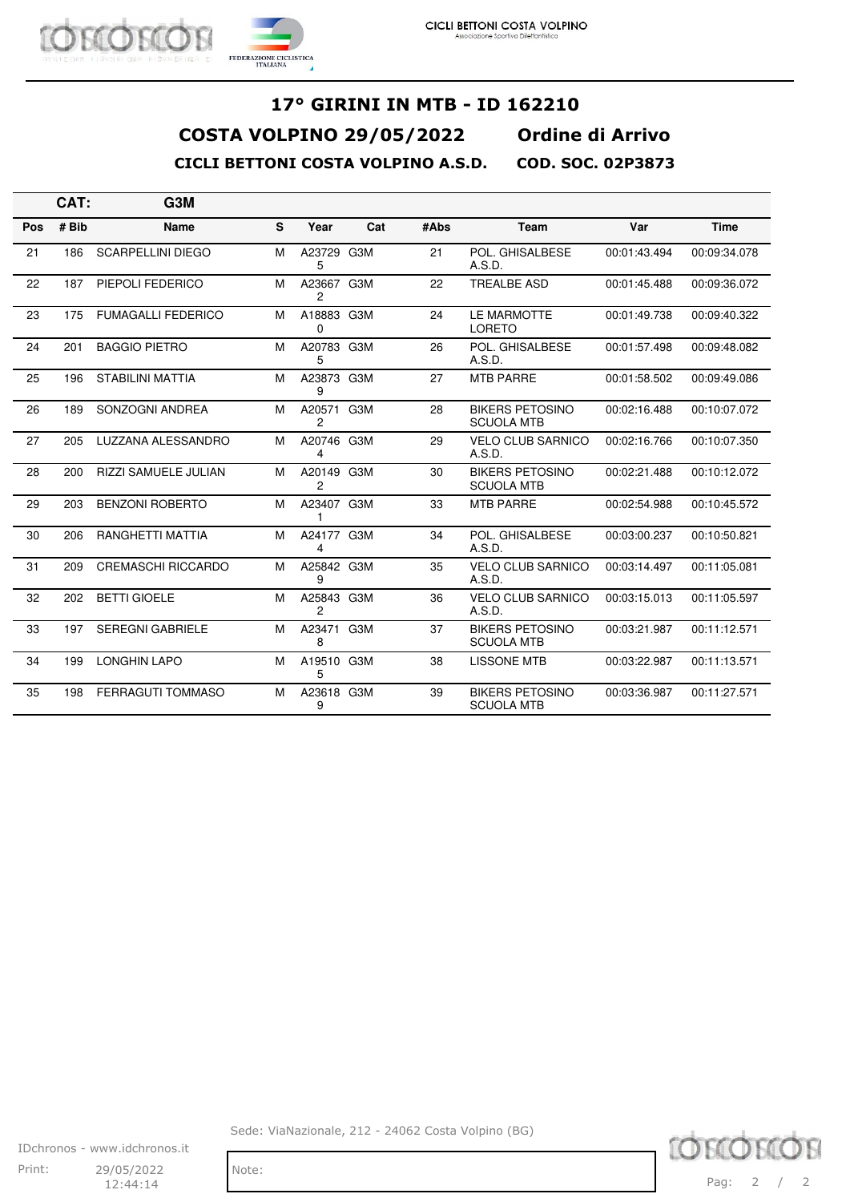# 17° GIRINI IN MTB - ID 162210

## COSTA VOLPINO 29/05/2022 Ordine di Arrivo

### CICLI BETTONI COSTA VOLPINO A.S.D. COD. SOC. 02P3873

**CAT: G3M**

| Pos | # Bib | Name | S | Year | Cat | #Abs | Team | Var | Time |
|---|---|---|---|---|---|---|---|---|---|
| 21 | 186 | SCARPELLINI DIEGO | M | A237295 | G3M | 21 | POL. GHISALBESE A.S.D. | 00:01:43.494 | 00:09:34.078 |
| 22 | 187 | PIEPOLI FEDERICO | M | A236672 | G3M | 22 | TREALBE ASD | 00:01:45.488 | 00:09:36.072 |
| 23 | 175 | FUMAGALLI FEDERICO | M | A188830 | G3M | 24 | LE MARMOTTE LORETO | 00:01:49.738 | 00:09:40.322 |
| 24 | 201 | BAGGIO PIETRO | M | A207835 | G3M | 26 | POL. GHISALBESE A.S.D. | 00:01:57.498 | 00:09:48.082 |
| 25 | 196 | STABILINI MATTIA | M | A238739 | G3M | 27 | MTB PARRE | 00:01:58.502 | 00:09:49.086 |
| 26 | 189 | SONZOGNI ANDREA | M | A205712 | G3M | 28 | BIKERS PETOSINO SCUOLA MTB | 00:02:16.488 | 00:10:07.072 |
| 27 | 205 | LUZZANA ALESSANDRO | M | A207464 | G3M | 29 | VELO CLUB SARNICO A.S.D. | 00:02:16.766 | 00:10:07.350 |
| 28 | 200 | RIZZI SAMUELE JULIAN | M | A201492 | G3M | 30 | BIKERS PETOSINO SCUOLA MTB | 00:02:21.488 | 00:10:12.072 |
| 29 | 203 | BENZONI ROBERTO | M | A234071 | G3M | 33 | MTB PARRE | 00:02:54.988 | 00:10:45.572 |
| 30 | 206 | RANGHETTI MATTIA | M | A241774 | G3M | 34 | POL. GHISALBESE A.S.D. | 00:03:00.237 | 00:10:50.821 |
| 31 | 209 | CREMASCHI RICCARDO | M | A258429 | G3M | 35 | VELO CLUB SARNICO A.S.D. | 00:03:14.497 | 00:11:05.081 |
| 32 | 202 | BETTI GIOELE | M | A258432 | G3M | 36 | VELO CLUB SARNICO A.S.D. | 00:03:15.013 | 00:11:05.597 |
| 33 | 197 | SEREGNI GABRIELE | M | A234718 | G3M | 37 | BIKERS PETOSINO SCUOLA MTB | 00:03:21.987 | 00:11:12.571 |
| 34 | 199 | LONGHIN LAPO | M | A195105 | G3M | 38 | LISSONE MTB | 00:03:22.987 | 00:11:13.571 |
| 35 | 198 | FERRAGUTI TOMMASO | M | A236189 | G3M | 39 | BIKERS PETOSINO SCUOLA MTB | 00:03:36.987 | 00:11:27.571 |

Sede: ViaNazionale, 212 - 24062 Costa Volpino (BG)

IDchronos - www.idchronos.it

Print: 29/05/2022 12:44:14

Note: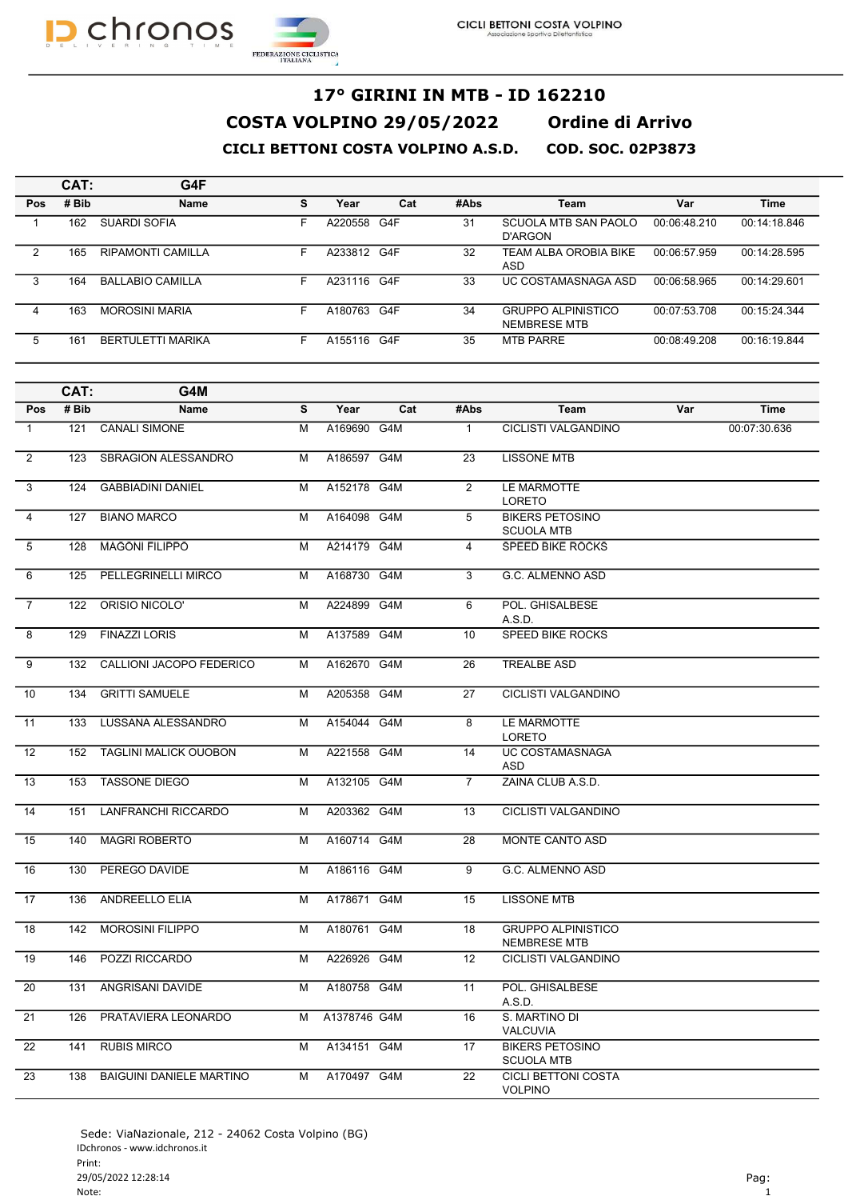# 17° GIRINI IN MTB - ID 162210

## COSTA VOLPINO 29/05/2022 Ordine di Arrivo

### CICLI BETTONI COSTA VOLPINO A.S.D. COD. SOC. 02P3873

**CAT: G4F**

| Pos | # Bib | Name | S | Year | Cat | #Abs | Team | Var | Time |
|---|---|---|---|---|---|---|---|---|---|
| 1 | 162 | SUARDI SOFIA | F | A220558 | G4F | 31 | SCUOLA MTB SAN PAOLO D'ARGON | 00:06:48.210 | 00:14:18.846 |
| 2 | 165 | RIPAMONTI CAMILLA | F | A233812 | G4F | 32 | TEAM ALBA OROBIA BIKE ASD | 00:06:57.959 | 00:14:28.595 |
| 3 | 164 | BALLABIO CAMILLA | F | A231116 | G4F | 33 | UC COSTAMASNAGA ASD | 00:06:58.965 | 00:14:29.601 |
| 4 | 163 | MOROSINI MARIA | F | A180763 | G4F | 34 | GRUPPO ALPINISTICO NEMBRESE MTB | 00:07:53.708 | 00:15:24.344 |
| 5 | 161 | BERTULETTI MARIKA | F | A155116 | G4F | 35 | MTB PARRE | 00:08:49.208 | 00:16:19.844 |

**CAT: G4M**

| Pos | # Bib | Name | S | Year | Cat | #Abs | Team | Var | Time |
|---|---|---|---|---|---|---|---|---|---|
| 1 | 121 | CANALI SIMONE | M | A169690 | G4M | 1 | CICLISTI VALGANDINO | | 00:07:30.636 |
| 2 | 123 | SBRAGION ALESSANDRO | M | A186597 | G4M | 23 | LISSONE MTB | | |
| 3 | 124 | GABBIADINI DANIEL | M | A152178 | G4M | 2 | LE MARMOTTE LORETO | | |
| 4 | 127 | BIANO MARCO | M | A164098 | G4M | 5 | BIKERS PETOSINO SCUOLA MTB | | |
| 5 | 128 | MAGONI FILIPPO | M | A214179 | G4M | 4 | SPEED BIKE ROCKS | | |
| 6 | 125 | PELLEGRINELLI MIRCO | M | A168730 | G4M | 3 | G.C. ALMENNO ASD | | |
| 7 | 122 | ORISIO NICOLO' | M | A224899 | G4M | 6 | POL. GHISALBESE A.S.D. | | |
| 8 | 129 | FINAZZI LORIS | M | A137589 | G4M | 10 | SPEED BIKE ROCKS | | |
| 9 | 132 | CALLIONI JACOPO FEDERICO | M | A162670 | G4M | 26 | TREALBE ASD | | |
| 10 | 134 | GRITTI SAMUELE | M | A205358 | G4M | 27 | CICLISTI VALGANDINO | | |
| 11 | 133 | LUSSANA ALESSANDRO | M | A154044 | G4M | 8 | LE MARMOTTE LORETO | | |
| 12 | 152 | TAGLINI MALICK OUOBON | M | A221558 | G4M | 14 | UC COSTAMASNAGA ASD | | |
| 13 | 153 | TASSONE DIEGO | M | A132105 | G4M | 7 | ZAINA CLUB A.S.D. | | |
| 14 | 151 | LANFRANCHI RICCARDO | M | A203362 | G4M | 13 | CICLISTI VALGANDINO | | |
| 15 | 140 | MAGRI ROBERTO | M | A160714 | G4M | 28 | MONTE CANTO ASD | | |
| 16 | 130 | PEREGO DAVIDE | M | A186116 | G4M | 9 | G.C. ALMENNO ASD | | |
| 17 | 136 | ANDREELLO ELIA | M | A178671 | G4M | 15 | LISSONE MTB | | |
| 18 | 142 | MOROSINI FILIPPO | M | A180761 | G4M | 18 | GRUPPO ALPINISTICO NEMBRESE MTB | | |
| 19 | 146 | POZZI RICCARDO | M | A226926 | G4M | 12 | CICLISTI VALGANDINO | | |
| 20 | 131 | ANGRISANI DAVIDE | M | A180758 | G4M | 11 | POL. GHISALBESE A.S.D. | | |
| 21 | 126 | PRATAVIERA LEONARDO | M | A1378746 | G4M | 16 | S. MARTINO DI VALCUVIA | | |
| 22 | 141 | RUBIS MIRCO | M | A134151 | G4M | 17 | BIKERS PETOSINO SCUOLA MTB | | |
| 23 | 138 | BAIGUINI DANIELE MARTINO | M | A170497 | G4M | 22 | CICLI BETTONI COSTA VOLPINO | | |

Sede: ViaNazionale, 212 - 24062 Costa Volpino (BG)
IDchronos - www.idchronos.it
Print:
29/05/2022 12:28:14
Note: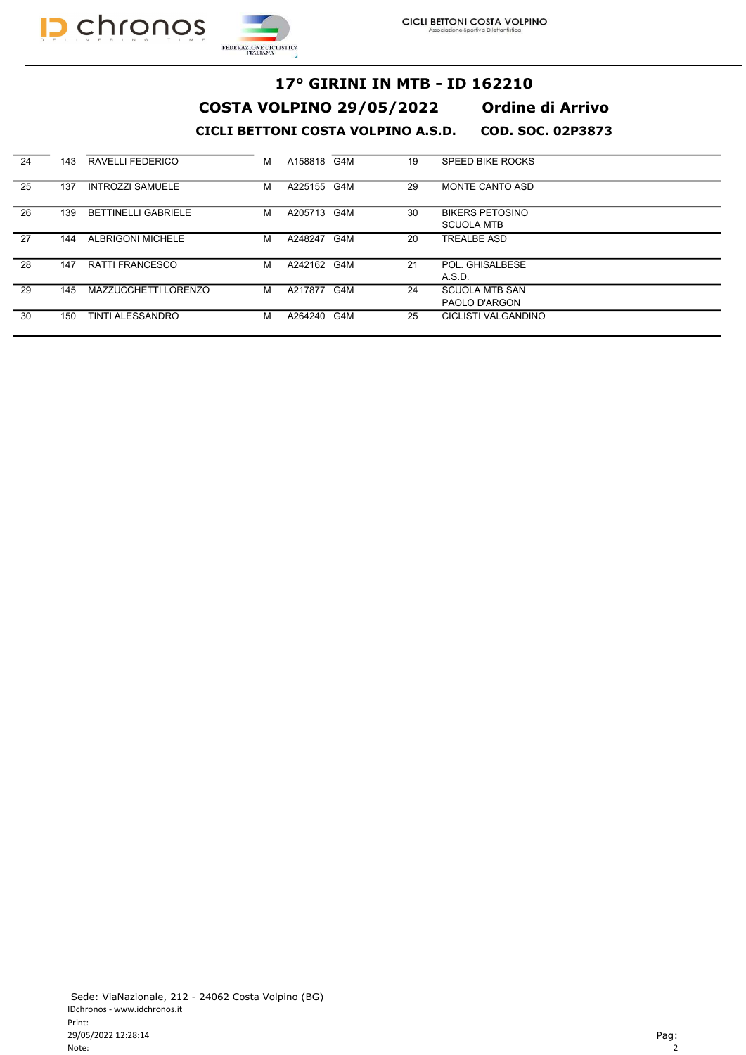# 17° GIRINI IN MTB - ID 162210

## COSTA VOLPINO 29/05/2022 Ordine di Arrivo

### CICLI BETTONI COSTA VOLPINO A.S.D. COD. SOC. 02P3873

| | | | | | | | |
|---|---|---|---|---|---|---|---|
| 24 | 143 | RAVELLI FEDERICO | M | A158818 | G4M | 19 | SPEED BIKE ROCKS |
| 25 | 137 | INTROZZI SAMUELE | M | A225155 | G4M | 29 | MONTE CANTO ASD |
| 26 | 139 | BETTINELLI GABRIELE | M | A205713 | G4M | 30 | BIKERS PETOSINO SCUOLA MTB |
| 27 | 144 | ALBRIGONI MICHELE | M | A248247 | G4M | 20 | TREALBE ASD |
| 28 | 147 | RATTI FRANCESCO | M | A242162 | G4M | 21 | POL. GHISALBESE A.S.D. |
| 29 | 145 | MAZZUCCHETTI LORENZO | M | A217877 | G4M | 24 | SCUOLA MTB SAN PAOLO D'ARGON |
| 30 | 150 | TINTI ALESSANDRO | M | A264240 | G4M | 25 | CICLISTI VALGANDINO |

Sede: ViaNazionale, 212 - 24062 Costa Volpino (BG)
IDchronos - www.idchronos.it
Print:
29/05/2022 12:28:14
Note: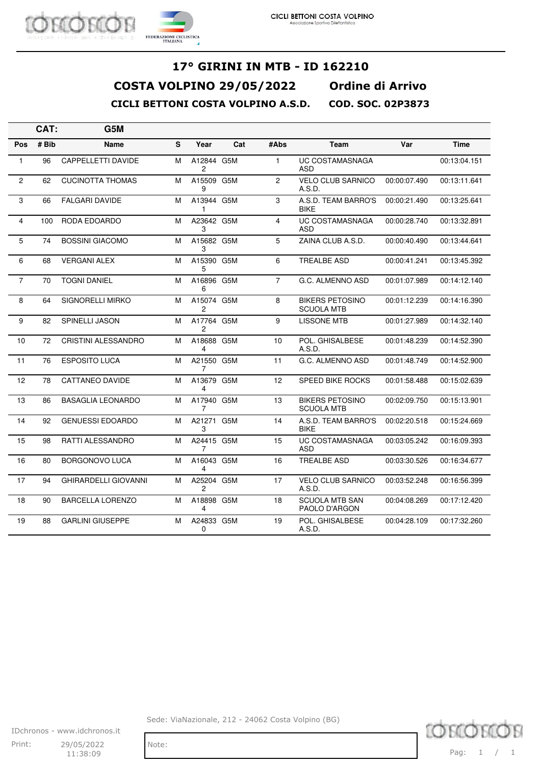CICLI BETTONI COSTA VOLPINO
Associazione Sportiva Dilettantistica

# 17° GIRINI IN MTB - ID 162210

## COSTA VOLPINO 29/05/2022 Ordine di Arrivo

### CICLI BETTONI COSTA VOLPINO A.S.D. COD. SOC. 02P3873

**CAT: G5M**

| Pos | # Bib | Name | S | Year | Cat | #Abs | Team | Var | Time |
|---|---|---|---|---|---|---|---|---|---|
| 1 | 96 | CAPPELLETTI DAVIDE | M | A128442 | G5M | 1 | UC COSTAMASNAGA ASD | | 00:13:04.151 |
| 2 | 62 | CUCINOTTA THOMAS | M | A155099 | G5M | 2 | VELO CLUB SARNICO A.S.D. | 00:00:07.490 | 00:13:11.641 |
| 3 | 66 | FALGARI DAVIDE | M | A139441 | G5M | 3 | A.S.D. TEAM BARRO'S BIKE | 00:00:21.490 | 00:13:25.641 |
| 4 | 100 | RODA EDOARDO | M | A236423 | G5M | 4 | UC COSTAMASNAGA ASD | 00:00:28.740 | 00:13:32.891 |
| 5 | 74 | BOSSINI GIACOMO | M | A156823 | G5M | 5 | ZAINA CLUB A.S.D. | 00:00:40.490 | 00:13:44.641 |
| 6 | 68 | VERGANI ALEX | M | A153905 | G5M | 6 | TREALBE ASD | 00:00:41.241 | 00:13:45.392 |
| 7 | 70 | TOGNI DANIEL | M | A168966 | G5M | 7 | G.C. ALMENNO ASD | 00:01:07.989 | 00:14:12.140 |
| 8 | 64 | SIGNORELLI MIRKO | M | A150742 | G5M | 8 | BIKERS PETOSINO SCUOLA MTB | 00:01:12.239 | 00:14:16.390 |
| 9 | 82 | SPINELLI JASON | M | A177642 | G5M | 9 | LISSONE MTB | 00:01:27.989 | 00:14:32.140 |
| 10 | 72 | CRISTINI ALESSANDRO | M | A186884 | G5M | 10 | POL. GHISALBESE A.S.D. | 00:01:48.239 | 00:14:52.390 |
| 11 | 76 | ESPOSITO LUCA | M | A215507 | G5M | 11 | G.C. ALMENNO ASD | 00:01:48.749 | 00:14:52.900 |
| 12 | 78 | CATTANEO DAVIDE | M | A136794 | G5M | 12 | SPEED BIKE ROCKS | 00:01:58.488 | 00:15:02.639 |
| 13 | 86 | BASAGLIA LEONARDO | M | A179407 | G5M | 13 | BIKERS PETOSINO SCUOLA MTB | 00:02:09.750 | 00:15:13.901 |
| 14 | 92 | GENUESSI EDOARDO | M | A212713 | G5M | 14 | A.S.D. TEAM BARRO'S BIKE | 00:02:20.518 | 00:15:24.669 |
| 15 | 98 | RATTI ALESSANDRO | M | A244157 | G5M | 15 | UC COSTAMASNAGA ASD | 00:03:05.242 | 00:16:09.393 |
| 16 | 80 | BORGONOVO LUCA | M | A160434 | G5M | 16 | TREALBE ASD | 00:03:30.526 | 00:16:34.677 |
| 17 | 94 | GHIRARDELLI GIOVANNI | M | A252042 | G5M | 17 | VELO CLUB SARNICO A.S.D. | 00:03:52.248 | 00:16:56.399 |
| 18 | 90 | BARCELLA LORENZO | M | A188984 | G5M | 18 | SCUOLA MTB SAN PAOLO D'ARGON | 00:04:08.269 | 00:17:12.420 |
| 19 | 88 | GARLINI GIUSEPPE | M | A248330 | G5M | 19 | POL. GHISALBESE A.S.D. | 00:04:28.109 | 00:17:32.260 |

Sede: ViaNazionale, 212 - 24062 Costa Volpino (BG)

IDchronos - www.idchronos.it

Print: 29/05/2022 11:38:09

Note: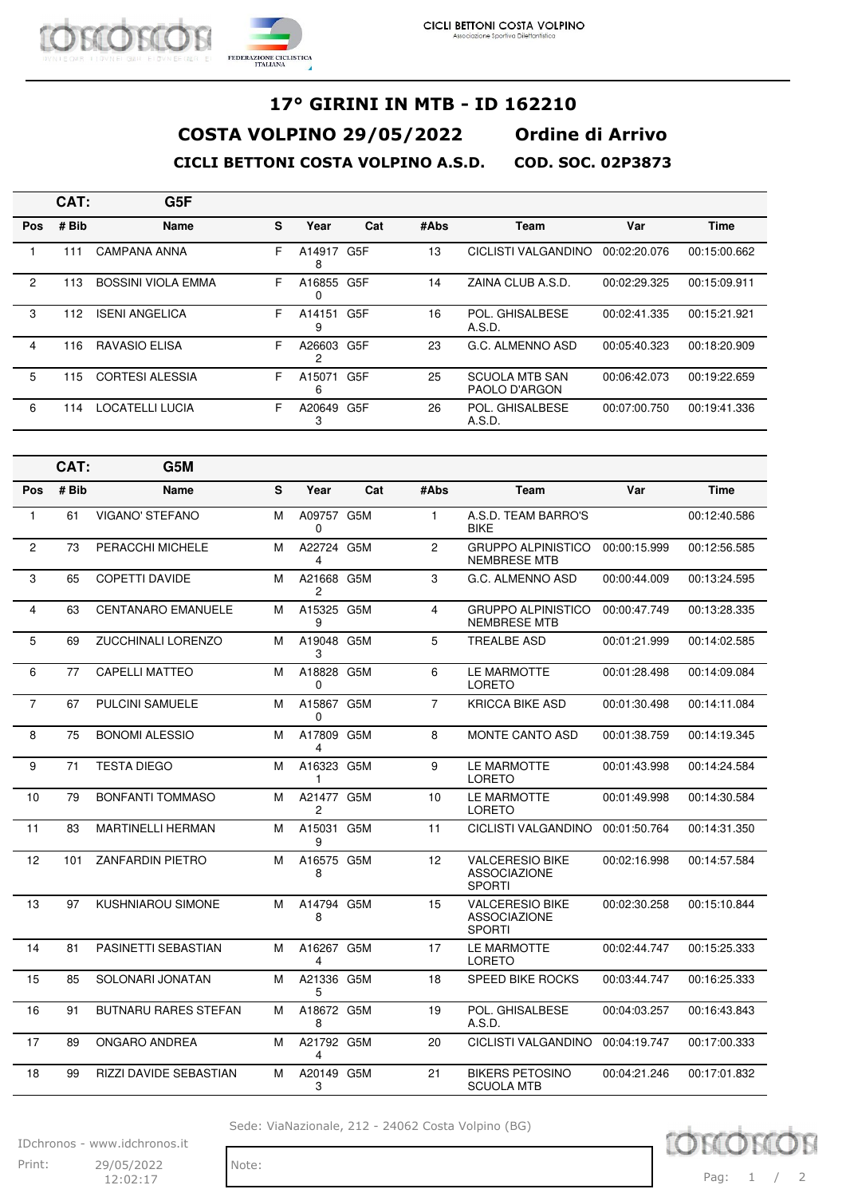# 17° GIRINI IN MTB - ID 162210

## COSTA VOLPINO 29/05/2022 Ordine di Arrivo

### CICLI BETTONI COSTA VOLPINO A.S.D. COD. SOC. 02P3873

**CAT: G5F**

| Pos | # Bib | Name | S | Year | Cat | #Abs | Team | Var | Time |
|---|---|---|---|---|---|---|---|---|---|
| 1 | 111 | CAMPANA ANNA | F | A149178 | G5F | 13 | CICLISTI VALGANDINO | 00:02:20.076 | 00:15:00.662 |
| 2 | 113 | BOSSINI VIOLA EMMA | F | A168550 | G5F | 14 | ZAINA CLUB A.S.D. | 00:02:29.325 | 00:15:09.911 |
| 3 | 112 | ISENI ANGELICA | F | A141519 | G5F | 16 | POL. GHISALBESE A.S.D. | 00:02:41.335 | 00:15:21.921 |
| 4 | 116 | RAVASIO ELISA | F | A266032 | G5F | 23 | G.C. ALMENNO ASD | 00:05:40.323 | 00:18:20.909 |
| 5 | 115 | CORTESI ALESSIA | F | A150716 | G5F | 25 | SCUOLA MTB SAN PAOLO D'ARGON | 00:06:42.073 | 00:19:22.659 |
| 6 | 114 | LOCATELLI LUCIA | F | A206493 | G5F | 26 | POL. GHISALBESE A.S.D. | 00:07:00.750 | 00:19:41.336 |

**CAT: G5M**

| Pos | # Bib | Name | S | Year | Cat | #Abs | Team | Var | Time |
|---|---|---|---|---|---|---|---|---|---|
| 1 | 61 | VIGANO' STEFANO | M | A097570 | G5M | 1 | A.S.D. TEAM BARRO'S BIKE | | 00:12:40.586 |
| 2 | 73 | PERACCHI MICHELE | M | A227244 | G5M | 2 | GRUPPO ALPINISTICO NEMBRESE MTB | 00:00:15.999 | 00:12:56.585 |
| 3 | 65 | COPETTI DAVIDE | M | A216682 | G5M | 3 | G.C. ALMENNO ASD | 00:00:44.009 | 00:13:24.595 |
| 4 | 63 | CENTANARO EMANUELE | M | A153259 | G5M | 4 | GRUPPO ALPINISTICO NEMBRESE MTB | 00:00:47.749 | 00:13:28.335 |
| 5 | 69 | ZUCCHINALI LORENZO | M | A190483 | G5M | 5 | TREALBE ASD | 00:01:21.999 | 00:14:02.585 |
| 6 | 77 | CAPELLI MATTEO | M | A188280 | G5M | 6 | LE MARMOTTE LORETO | 00:01:28.498 | 00:14:09.084 |
| 7 | 67 | PULCINI SAMUELE | M | A158670 | G5M | 7 | KRICCA BIKE ASD | 00:01:30.498 | 00:14:11.084 |
| 8 | 75 | BONOMI ALESSIO | M | A178094 | G5M | 8 | MONTE CANTO ASD | 00:01:38.759 | 00:14:19.345 |
| 9 | 71 | TESTA DIEGO | M | A163231 | G5M | 9 | LE MARMOTTE LORETO | 00:01:43.998 | 00:14:24.584 |
| 10 | 79 | BONFANTI TOMMASO | M | A214772 | G5M | 10 | LE MARMOTTE LORETO | 00:01:49.998 | 00:14:30.584 |
| 11 | 83 | MARTINELLI HERMAN | M | A150319 | G5M | 11 | CICLISTI VALGANDINO | 00:01:50.764 | 00:14:31.350 |
| 12 | 101 | ZANFARDIN PIETRO | M | A165758 | G5M | 12 | VALCERESIO BIKE ASSOCIAZIONE SPORTI | 00:02:16.998 | 00:14:57.584 |
| 13 | 97 | KUSHNIAROU SIMONE | M | A147948 | G5M | 15 | VALCERESIO BIKE ASSOCIAZIONE SPORTI | 00:02:30.258 | 00:15:10.844 |
| 14 | 81 | PASINETTI SEBASTIAN | M | A162674 | G5M | 17 | LE MARMOTTE LORETO | 00:02:44.747 | 00:15:25.333 |
| 15 | 85 | SOLONARI JONATAN | M | A213365 | G5M | 18 | SPEED BIKE ROCKS | 00:03:44.747 | 00:16:25.333 |
| 16 | 91 | BUTNARU RARES STEFAN | M | A186728 | G5M | 19 | POL. GHISALBESE A.S.D. | 00:04:03.257 | 00:16:43.843 |
| 17 | 89 | ONGARO ANDREA | M | A217924 | G5M | 20 | CICLISTI VALGANDINO | 00:04:19.747 | 00:17:00.333 |
| 18 | 99 | RIZZI DAVIDE SEBASTIAN | M | A201493 | G5M | 21 | BIKERS PETOSINO SCUOLA MTB | 00:04:21.246 | 00:17:01.832 |

Sede: ViaNazionale, 212 - 24062 Costa Volpino (BG)

Print: 29/05/2022 12:02:17

Note: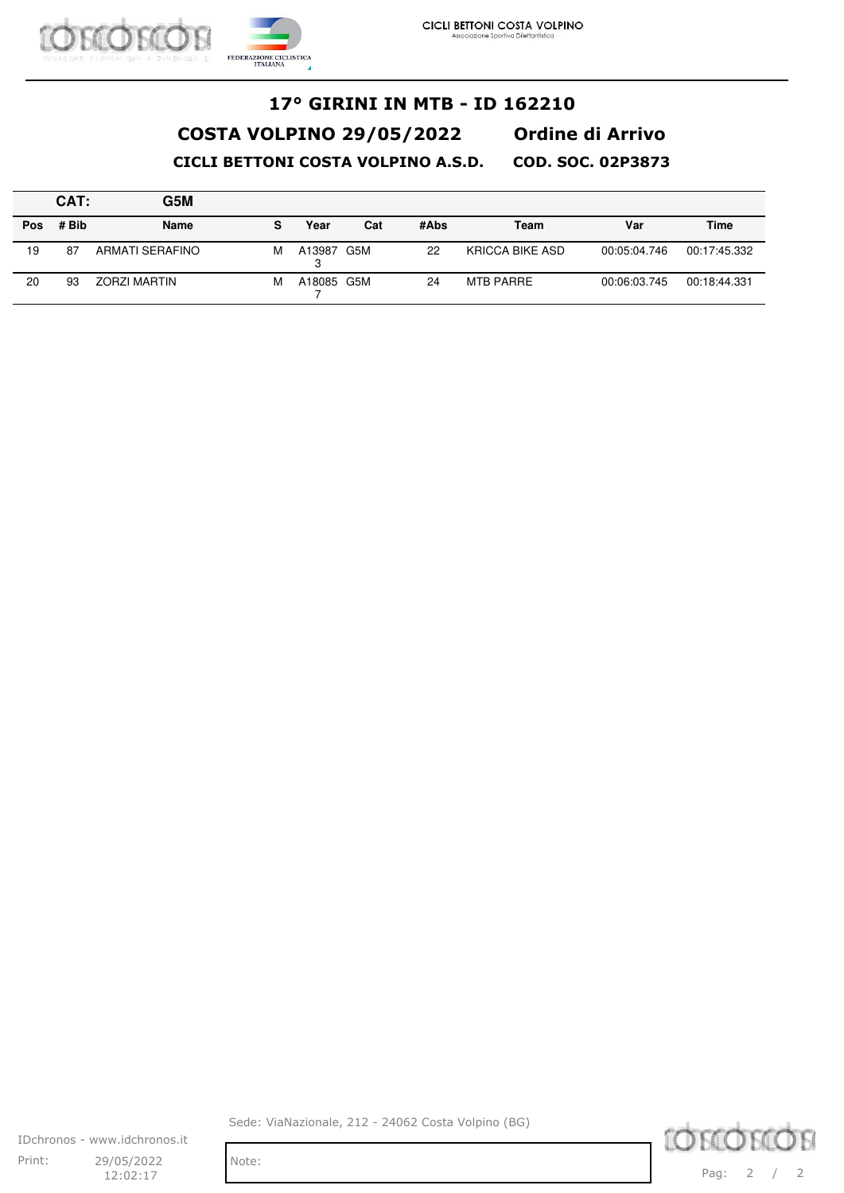# 17° GIRINI IN MTB - ID 162210

## COSTA VOLPINO 29/05/2022 Ordine di Arrivo

### CICLI BETTONI COSTA VOLPINO A.S.D. COD. SOC. 02P3873

**CAT: G5M**

| Pos | # Bib | Name | S | Year | Cat | #Abs | Team | Var | Time |
|---|---|---|---|---|---|---|---|---|---|
| 19 | 87 | ARMATI SERAFINO | M | A139873 | G5M | 22 | KRICCA BIKE ASD | 00:05:04.746 | 00:17:45.332 |
| 20 | 93 | ZORZI MARTIN | M | A180857 | G5M | 24 | MTB PARRE | 00:06:03.745 | 00:18:44.331 |

Sede: ViaNazionale, 212 - 24062 Costa Volpino (BG)

IDchronos - www.idchronos.it

Print: 29/05/2022 12:02:17

Note: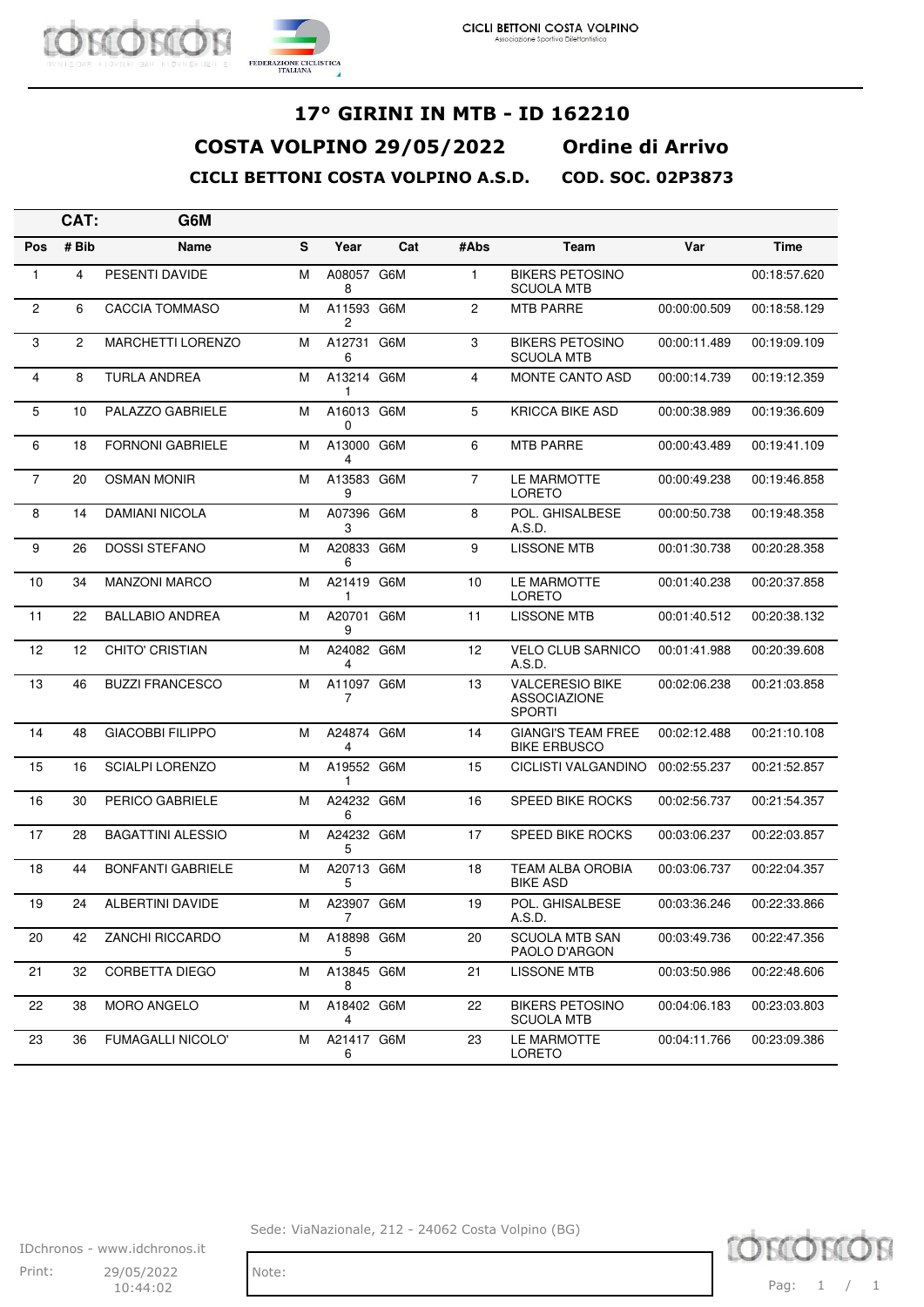# 17° GIRINI IN MTB - ID 162210

## COSTA VOLPINO 29/05/2022 Ordine di Arrivo

### CICLI BETTONI COSTA VOLPINO A.S.D. COD. SOC. 02P3873

**CAT: G6M**

| Pos | # Bib | Name | S | Year | Cat | #Abs | Team | Var | Time |
|---|---|---|---|---|---|---|---|---|---|
| 1 | 4 | PESENTI DAVIDE | M | A080578 | G6M | 1 | BIKERS PETOSINO SCUOLA MTB | | 00:18:57.620 |
| 2 | 6 | CACCIA TOMMASO | M | A115932 | G6M | 2 | MTB PARRE | 00:00:00.509 | 00:18:58.129 |
| 3 | 2 | MARCHETTI LORENZO | M | A127316 | G6M | 3 | BIKERS PETOSINO SCUOLA MTB | 00:00:11.489 | 00:19:09.109 |
| 4 | 8 | TURLA ANDREA | M | A132141 | G6M | 4 | MONTE CANTO ASD | 00:00:14.739 | 00:19:12.359 |
| 5 | 10 | PALAZZO GABRIELE | M | A160130 | G6M | 5 | KRICCA BIKE ASD | 00:00:38.989 | 00:19:36.609 |
| 6 | 18 | FORNONI GABRIELE | M | A130004 | G6M | 6 | MTB PARRE | 00:00:43.489 | 00:19:41.109 |
| 7 | 20 | OSMAN MONIR | M | A135839 | G6M | 7 | LE MARMOTTE LORETO | 00:00:49.238 | 00:19:46.858 |
| 8 | 14 | DAMIANI NICOLA | M | A073963 | G6M | 8 | POL. GHISALBESE A.S.D. | 00:00:50.738 | 00:19:48.358 |
| 9 | 26 | DOSSI STEFANO | M | A208336 | G6M | 9 | LISSONE MTB | 00:01:30.738 | 00:20:28.358 |
| 10 | 34 | MANZONI MARCO | M | A214191 | G6M | 10 | LE MARMOTTE LORETO | 00:01:40.238 | 00:20:37.858 |
| 11 | 22 | BALLABIO ANDREA | M | A207019 | G6M | 11 | LISSONE MTB | 00:01:40.512 | 00:20:38.132 |
| 12 | 12 | CHITO' CRISTIAN | M | A240824 | G6M | 12 | VELO CLUB SARNICO A.S.D. | 00:01:41.988 | 00:20:39.608 |
| 13 | 46 | BUZZI FRANCESCO | M | A110977 | G6M | 13 | VALCERESIO BIKE ASSOCIAZIONE SPORTI | 00:02:06.238 | 00:21:03.858 |
| 14 | 48 | GIACOBBI FILIPPO | M | A248744 | G6M | 14 | GIANGI'S TEAM FREE BIKE ERBUSCO | 00:02:12.488 | 00:21:10.108 |
| 15 | 16 | SCIALPI LORENZO | M | A195521 | G6M | 15 | CICLISTI VALGANDINO | 00:02:55.237 | 00:21:52.857 |
| 16 | 30 | PERICO GABRIELE | M | A242326 | G6M | 16 | SPEED BIKE ROCKS | 00:02:56.737 | 00:21:54.357 |
| 17 | 28 | BAGATTINI ALESSIO | M | A242325 | G6M | 17 | SPEED BIKE ROCKS | 00:03:06.237 | 00:22:03.857 |
| 18 | 44 | BONFANTI GABRIELE | M | A207135 | G6M | 18 | TEAM ALBA OROBIA BIKE ASD | 00:03:06.737 | 00:22:04.357 |
| 19 | 24 | ALBERTINI DAVIDE | M | A239077 | G6M | 19 | POL. GHISALBESE A.S.D. | 00:03:36.246 | 00:22:33.866 |
| 20 | 42 | ZANCHI RICCARDO | M | A188985 | G6M | 20 | SCUOLA MTB SAN PAOLO D'ARGON | 00:03:49.736 | 00:22:47.356 |
| 21 | 32 | CORBETTA DIEGO | M | A138458 | G6M | 21 | LISSONE MTB | 00:03:50.986 | 00:22:48.606 |
| 22 | 38 | MORO ANGELO | M | A184024 | G6M | 22 | BIKERS PETOSINO SCUOLA MTB | 00:04:06.183 | 00:23:03.803 |
| 23 | 36 | FUMAGALLI NICOLO' | M | A214176 | G6M | 23 | LE MARMOTTE LORETO | 00:04:11.766 | 00:23:09.386 |

Sede: ViaNazionale, 212 - 24062 Costa Volpino (BG)

IDchronos - www.idchronos.it

Print: 29/05/2022 10:44:02

Note: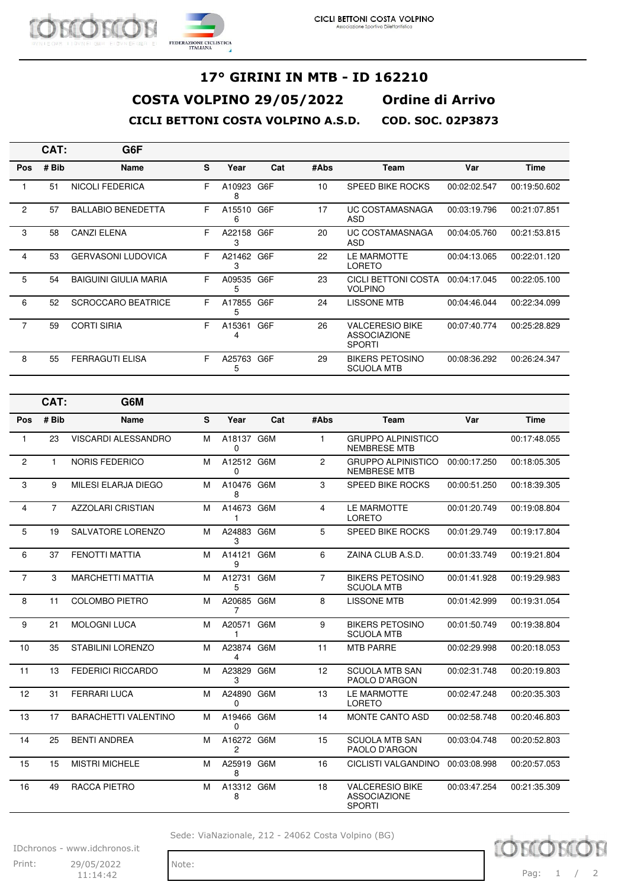# 17° GIRINI IN MTB - ID 162210

## COSTA VOLPINO 29/05/2022 Ordine di Arrivo

### CICLI BETTONI COSTA VOLPINO A.S.D. COD. SOC. 02P3873

**CAT: G6F**

| Pos | # Bib | Name | S | Year | Cat | #Abs | Team | Var | Time |
|---|---|---|---|---|---|---|---|---|---|
| 1 | 51 | NICOLI FEDERICA | F | A109238 | G6F | 10 | SPEED BIKE ROCKS | 00:02:02.547 | 00:19:50.602 |
| 2 | 57 | BALLABIO BENEDETTA | F | A155106 | G6F | 17 | UC COSTAMASNAGA ASD | 00:03:19.796 | 00:21:07.851 |
| 3 | 58 | CANZI ELENA | F | A221583 | G6F | 20 | UC COSTAMASNAGA ASD | 00:04:05.760 | 00:21:53.815 |
| 4 | 53 | GERVASONI LUDOVICA | F | A214623 | G6F | 22 | LE MARMOTTE LORETO | 00:04:13.065 | 00:22:01.120 |
| 5 | 54 | BAIGUINI GIULIA MARIA | F | A095355 | G6F | 23 | CICLI BETTONI COSTA VOLPINO | 00:04:17.045 | 00:22:05.100 |
| 6 | 52 | SCROCCARO BEATRICE | F | A178555 | G6F | 24 | LISSONE MTB | 00:04:46.044 | 00:22:34.099 |
| 7 | 59 | CORTI SIRIA | F | A153614 | G6F | 26 | VALCERESIO BIKE ASSOCIAZIONE SPORTI | 00:07:40.774 | 00:25:28.829 |
| 8 | 55 | FERRAGUTI ELISA | F | A257635 | G6F | 29 | BIKERS PETOSINO SCUOLA MTB | 00:08:36.292 | 00:26:24.347 |

**CAT: G6M**

| Pos | # Bib | Name | S | Year | Cat | #Abs | Team | Var | Time |
|---|---|---|---|---|---|---|---|---|---|
| 1 | 23 | VISCARDI ALESSANDRO | M | A181370 | G6M | 1 | GRUPPO ALPINISTICO NEMBRESE MTB | | 00:17:48.055 |
| 2 | 1 | NORIS FEDERICO | M | A125120 | G6M | 2 | GRUPPO ALPINISTICO NEMBRESE MTB | 00:00:17.250 | 00:18:05.305 |
| 3 | 9 | MILESI ELARJA DIEGO | M | A104768 | G6M | 3 | SPEED BIKE ROCKS | 00:00:51.250 | 00:18:39.305 |
| 4 | 7 | AZZOLARI CRISTIAN | M | A146731 | G6M | 4 | LE MARMOTTE LORETO | 00:01:20.749 | 00:19:08.804 |
| 5 | 19 | SALVATORE LORENZO | M | A248833 | G6M | 5 | SPEED BIKE ROCKS | 00:01:29.749 | 00:19:17.804 |
| 6 | 37 | FENOTTI MATTIA | M | A141219 | G6M | 6 | ZAINA CLUB A.S.D. | 00:01:33.749 | 00:19:21.804 |
| 7 | 3 | MARCHETTI MATTIA | M | A127315 | G6M | 7 | BIKERS PETOSINO SCUOLA MTB | 00:01:41.928 | 00:19:29.983 |
| 8 | 11 | COLOMBO PIETRO | M | A206857 | G6M | 8 | LISSONE MTB | 00:01:42.999 | 00:19:31.054 |
| 9 | 21 | MOLOGNI LUCA | M | A205711 | G6M | 9 | BIKERS PETOSINO SCUOLA MTB | 00:01:50.749 | 00:19:38.804 |
| 10 | 35 | STABILINI LORENZO | M | A238744 | G6M | 11 | MTB PARRE | 00:02:29.998 | 00:20:18.053 |
| 11 | 13 | FEDERICI RICCARDO | M | A238293 | G6M | 12 | SCUOLA MTB SAN PAOLO D'ARGON | 00:02:31.748 | 00:20:19.803 |
| 12 | 31 | FERRARI LUCA | M | A248900 | G6M | 13 | LE MARMOTTE LORETO | 00:02:47.248 | 00:20:35.303 |
| 13 | 17 | BARACHETTI VALENTINO | M | A194660 | G6M | 14 | MONTE CANTO ASD | 00:02:58.748 | 00:20:46.803 |
| 14 | 25 | BENTI ANDREA | M | A162722 | G6M | 15 | SCUOLA MTB SAN PAOLO D'ARGON | 00:03:04.748 | 00:20:52.803 |
| 15 | 15 | MISTRI MICHELE | M | A259198 | G6M | 16 | CICLISTI VALGANDINO | 00:03:08.998 | 00:20:57.053 |
| 16 | 49 | RACCA PIETRO | M | A133128 | G6M | 18 | VALCERESIO BIKE ASSOCIAZIONE SPORTI | 00:03:47.254 | 00:21:35.309 |

Sede: ViaNazionale, 212 - 24062 Costa Volpino (BG)

IDchronos - www.idchronos.it

Print: 29/05/2022 11:14:42

Note: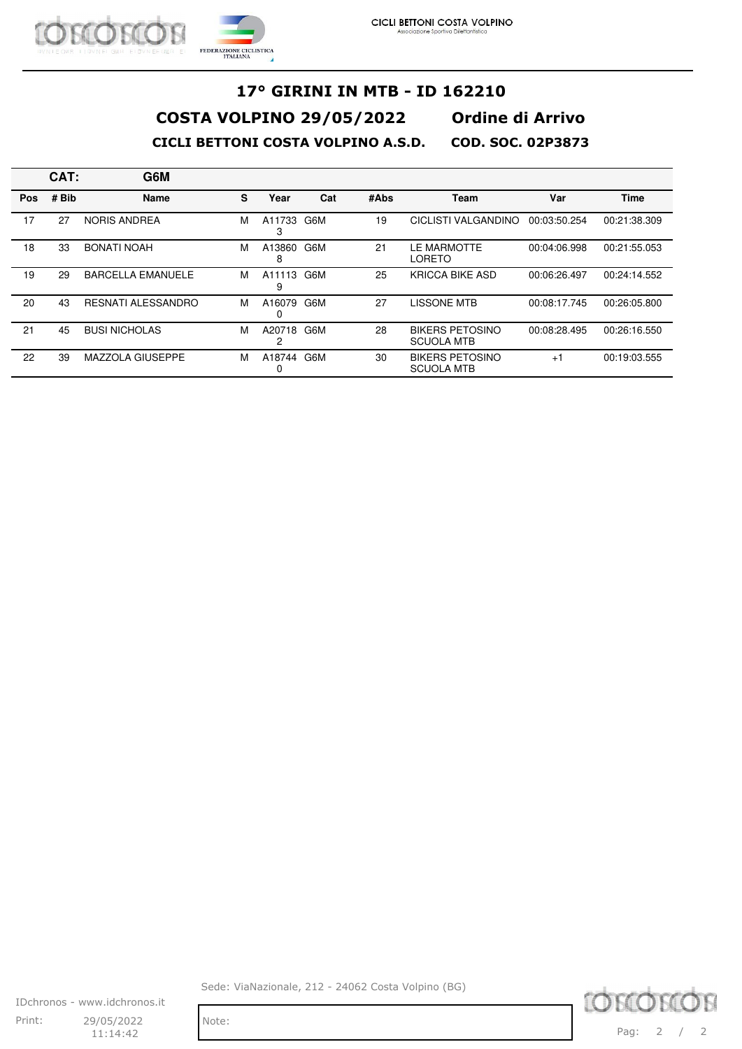# 17° GIRINI IN MTB - ID 162210

## COSTA VOLPINO 29/05/2022 Ordine di Arrivo

### CICLI BETTONI COSTA VOLPINO A.S.D. COD. SOC. 02P3873

**CAT: G6M**

| Pos | # Bib | Name | S | Year | Cat | #Abs | Team | Var | Time |
|---|---|---|---|---|---|---|---|---|---|
| 17 | 27 | NORIS ANDREA | M | A117333 | G6M | 19 | CICLISTI VALGANDINO | 00:03:50.254 | 00:21:38.309 |
| 18 | 33 | BONATI NOAH | M | A138608 | G6M | 21 | LE MARMOTTE LORETO | 00:04:06.998 | 00:21:55.053 |
| 19 | 29 | BARCELLA EMANUELE | M | A111139 | G6M | 25 | KRICCA BIKE ASD | 00:06:26.497 | 00:24:14.552 |
| 20 | 43 | RESNATI ALESSANDRO | M | A160790 | G6M | 27 | LISSONE MTB | 00:08:17.745 | 00:26:05.800 |
| 21 | 45 | BUSI NICHOLAS | M | A207182 | G6M | 28 | BIKERS PETOSINO SCUOLA MTB | 00:08:28.495 | 00:26:16.550 |
| 22 | 39 | MAZZOLA GIUSEPPE | M | A187440 | G6M | 30 | BIKERS PETOSINO SCUOLA MTB | +1 | 00:19:03.555 |

Sede: ViaNazionale, 212 - 24062 Costa Volpino (BG)

IDchronos - www.idchronos.it

Print: 29/05/2022 11:14:42

Note: